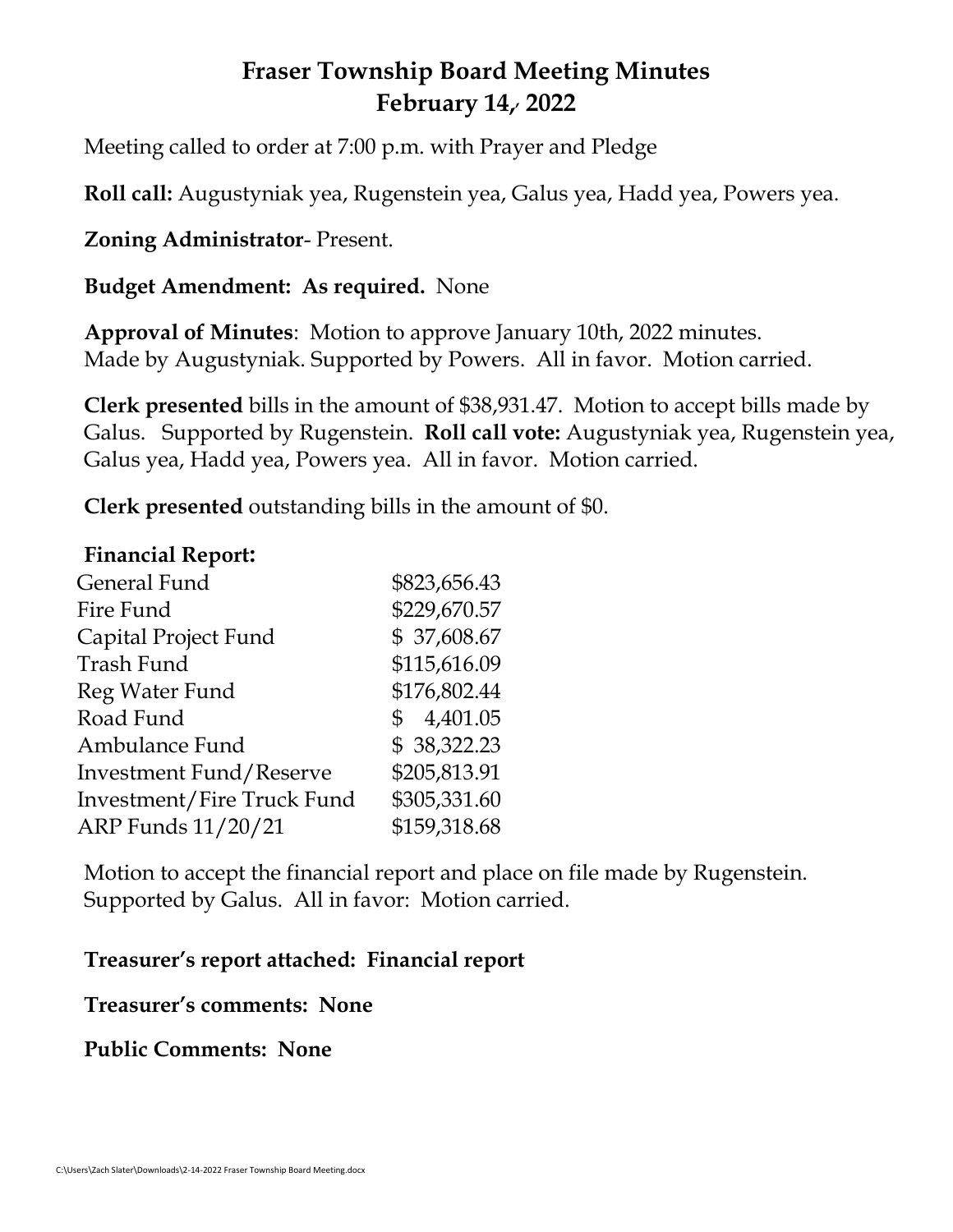# Fraser Township Board Meeting Minutes
# February 14, 2022

Meeting called to order at 7:00 p.m. with Prayer and Pledge

**Roll call:** Augustyniak yea, Rugenstein yea, Galus yea, Hadd yea, Powers yea.

**Zoning Administrator**- Present.

**Budget Amendment: As required.** None

**Approval of Minutes**: Motion to approve January 10th, 2022 minutes. Made by Augustyniak. Supported by Powers. All in favor. Motion carried.

**Clerk presented** bills in the amount of $38,931.47. Motion to accept bills made by Galus. Supported by Rugenstein. **Roll call vote:** Augustyniak yea, Rugenstein yea, Galus yea, Hadd yea, Powers yea. All in favor. Motion carried.

**Clerk presented** outstanding bills in the amount of $0.

**Financial Report:**

| | |
|---|---|
| General Fund | $823,656.43 |
| Fire Fund | $229,670.57 |
| Capital Project Fund | $ 37,608.67 |
| Trash Fund | $115,616.09 |
| Reg Water Fund | $176,802.44 |
| Road Fund | $ 4,401.05 |
| Ambulance Fund | $ 38,322.23 |
| Investment Fund/Reserve | $205,813.91 |
| Investment/Fire Truck Fund | $305,331.60 |
| ARP Funds 11/20/21 | $159,318.68 |

Motion to accept the financial report and place on file made by Rugenstein. Supported by Galus. All in favor: Motion carried.

**Treasurer's report attached: Financial report**

**Treasurer's comments: None**

**Public Comments: None**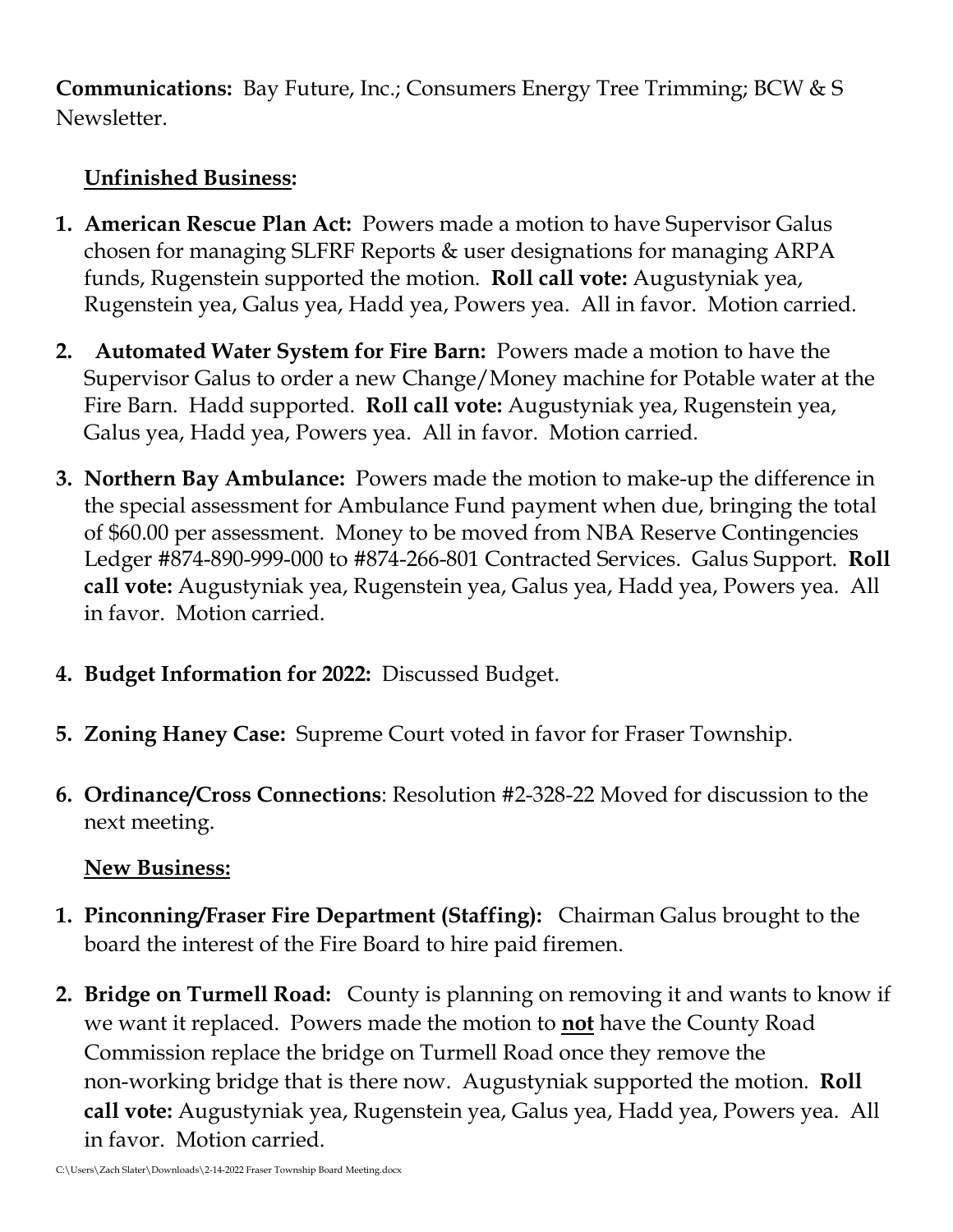**Communications:** Bay Future, Inc.; Consumers Energy Tree Trimming; BCW & S Newsletter.

**Unfinished Business:**

1. **American Rescue Plan Act:** Powers made a motion to have Supervisor Galus chosen for managing SLFRF Reports & user designations for managing ARPA funds, Rugenstein supported the motion. **Roll call vote:** Augustyniak yea, Rugenstein yea, Galus yea, Hadd yea, Powers yea. All in favor. Motion carried.

2. **Automated Water System for Fire Barn:** Powers made a motion to have the Supervisor Galus to order a new Change/Money machine for Potable water at the Fire Barn. Hadd supported. **Roll call vote:** Augustyniak yea, Rugenstein yea, Galus yea, Hadd yea, Powers yea. All in favor. Motion carried.

3. **Northern Bay Ambulance:** Powers made the motion to make-up the difference in the special assessment for Ambulance Fund payment when due, bringing the total of $60.00 per assessment. Money to be moved from NBA Reserve Contingencies Ledger #874-890-999-000 to #874-266-801 Contracted Services. Galus Support. **Roll call vote:** Augustyniak yea, Rugenstein yea, Galus yea, Hadd yea, Powers yea. All in favor. Motion carried.

4. **Budget Information for 2022:** Discussed Budget.

5. **Zoning Haney Case:** Supreme Court voted in favor for Fraser Township.

6. **Ordinance/Cross Connections**: Resolution #2-328-22 Moved for discussion to the next meeting.

**New Business:**

1. **Pinconning/Fraser Fire Department (Staffing):** Chairman Galus brought to the board the interest of the Fire Board to hire paid firemen.

2. **Bridge on Turmell Road:** County is planning on removing it and wants to know if we want it replaced. Powers made the motion to **not** have the County Road Commission replace the bridge on Turmell Road once they remove the non-working bridge that is there now. Augustyniak supported the motion. **Roll call vote:** Augustyniak yea, Rugenstein yea, Galus yea, Hadd yea, Powers yea. All in favor. Motion carried.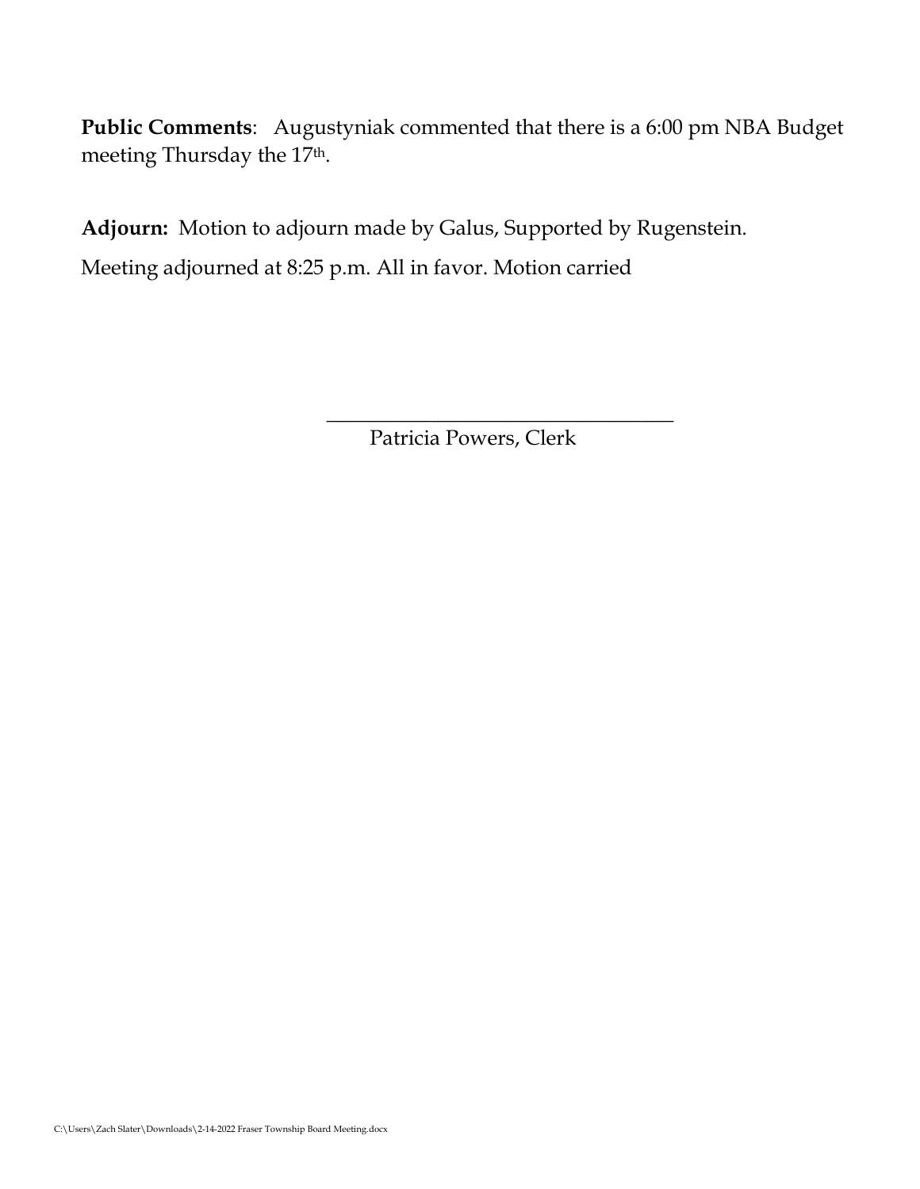**Public Comments**: Augustyniak commented that there is a 6:00 pm NBA Budget meeting Thursday the 17th.

**Adjourn:** Motion to adjourn made by Galus, Supported by Rugenstein.

Meeting adjourned at 8:25 p.m. All in favor. Motion carried

\_\_\_\_\_\_\_\_\_\_\_\_\_\_\_\_\_\_\_\_\_\_\_\_\_\_\_\_\_\_\_\_\_\_

Patricia Powers, Clerk